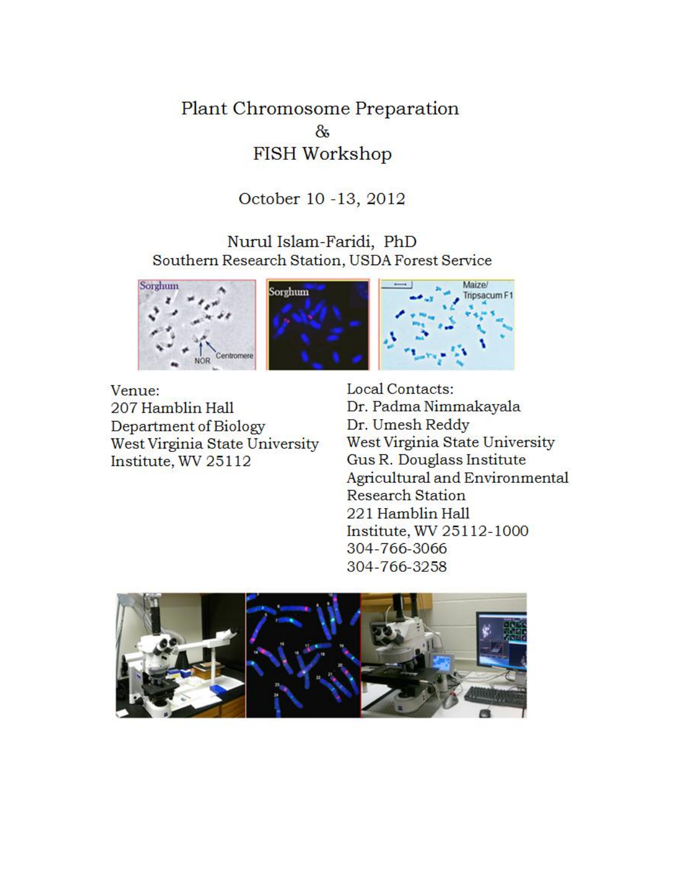# Plant Chromosome Preparation & FISH Workshop

October 10 -13, 2012

Nurul Islam-Faridi, PhD
Southern Research Station, USDA Forest Service

Venue:
207 Hamblin Hall
Department of Biology
West Virginia State University
Institute, WV 25112

Local Contacts:
Dr. Padma Nimmakayala
Dr. Umesh Reddy
West Virginia State University
Gus R. Douglass Institute
Agricultural and Environmental Research Station
221 Hamblin Hall
Institute, WV 25112-1000
304-766-3066
304-766-3258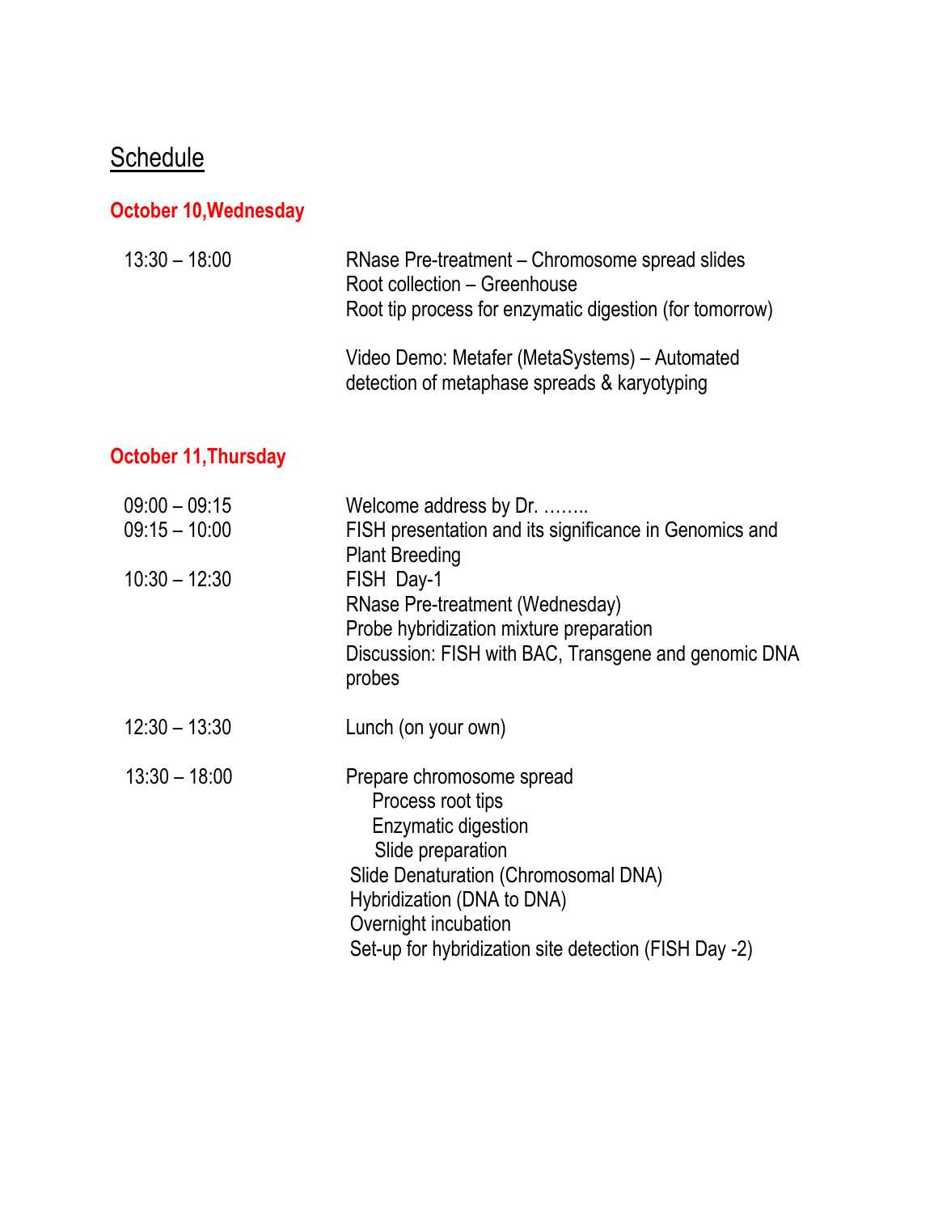# Schedule

## October 10,Wednesday

| | |
|---|---|
| 13:30 – 18:00 | RNase Pre-treatment – Chromosome spread slides<br>Root collection – Greenhouse<br>Root tip process for enzymatic digestion (for tomorrow)<br><br>Video Demo: Metafer (MetaSystems) – Automated detection of metaphase spreads & karyotyping |

## October 11,Thursday

| | |
|---|---|
| 09:00 – 09:15 | Welcome address by Dr. …….. |
| 09:15 – 10:00 | FISH presentation and its significance in Genomics and Plant Breeding |
| 10:30 – 12:30 | FISH Day-1<br>RNase Pre-treatment (Wednesday)<br>Probe hybridization mixture preparation<br>Discussion: FISH with BAC, Transgene and genomic DNA probes |
| 12:30 – 13:30 | Lunch (on your own) |
| 13:30 – 18:00 | Prepare chromosome spread<br>&nbsp;&nbsp;&nbsp;&nbsp;Process root tips<br>&nbsp;&nbsp;&nbsp;&nbsp;Enzymatic digestion<br>&nbsp;&nbsp;&nbsp;&nbsp;Slide preparation<br>Slide Denaturation (Chromosomal DNA)<br>Hybridization (DNA to DNA)<br>Overnight incubation<br>Set-up for hybridization site detection (FISH Day -2) |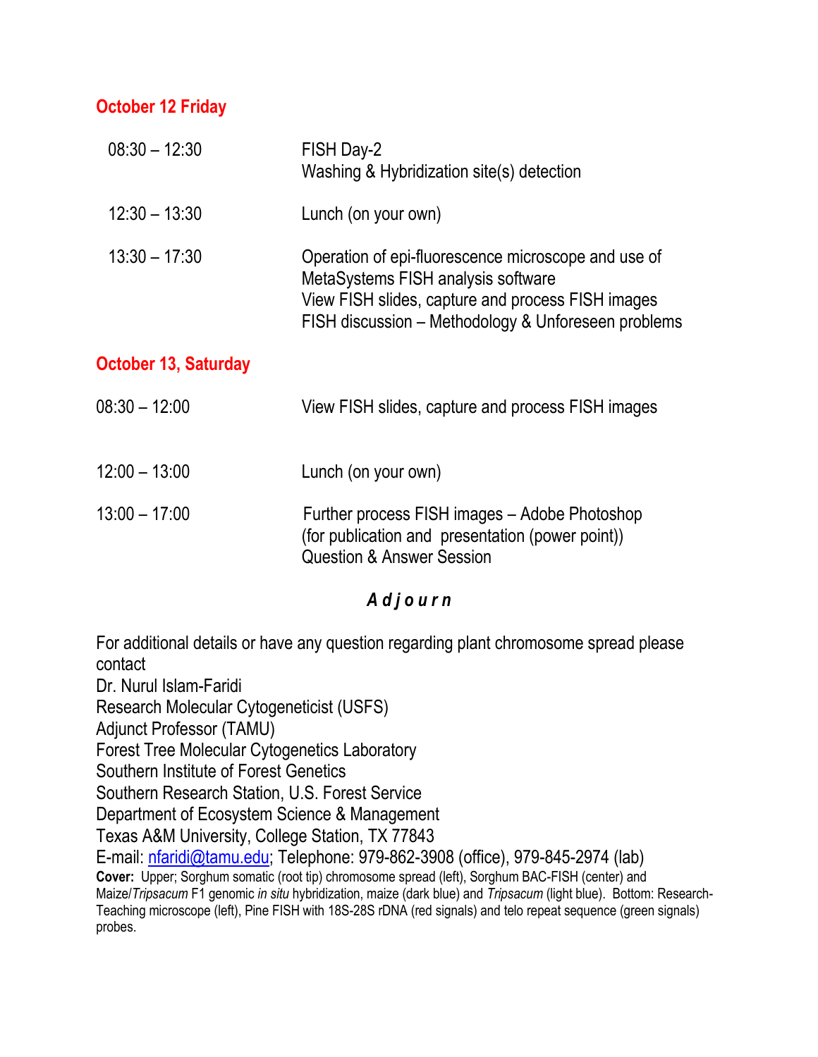## October 12 Friday

| | |
|---|---|
| 08:30 – 12:30 | FISH Day-2<br>Washing & Hybridization site(s) detection |
| 12:30 – 13:30 | Lunch (on your own) |
| 13:30 – 17:30 | Operation of epi-fluorescence microscope and use of MetaSystems FISH analysis software<br>View FISH slides, capture and process FISH images<br>FISH discussion – Methodology & Unforeseen problems |

## October 13, Saturday

| | |
|---|---|
| 08:30 – 12:00 | View FISH slides, capture and process FISH images |
| 12:00 – 13:00 | Lunch (on your own) |
| 13:00 – 17:00 | Further process FISH images – Adobe Photoshop (for publication and presentation (power point))<br>Question & Answer Session |

***A d j o u r n***

For additional details or have any question regarding plant chromosome spread please contact
Dr. Nurul Islam-Faridi
Research Molecular Cytogeneticist (USFS)
Adjunct Professor (TAMU)
Forest Tree Molecular Cytogenetics Laboratory
Southern Institute of Forest Genetics
Southern Research Station, U.S. Forest Service
Department of Ecosystem Science & Management
Texas A&M University, College Station, TX 77843
E-mail: nfaridi@tamu.edu; Telephone: 979-862-3908 (office), 979-845-2974 (lab)

**Cover:** Upper; Sorghum somatic (root tip) chromosome spread (left), Sorghum BAC-FISH (center) and Maize/*Tripsacum* F1 genomic *in situ* hybridization, maize (dark blue) and *Tripsacum* (light blue). Bottom: Research-Teaching microscope (left), Pine FISH with 18S-28S rDNA (red signals) and telo repeat sequence (green signals) probes.